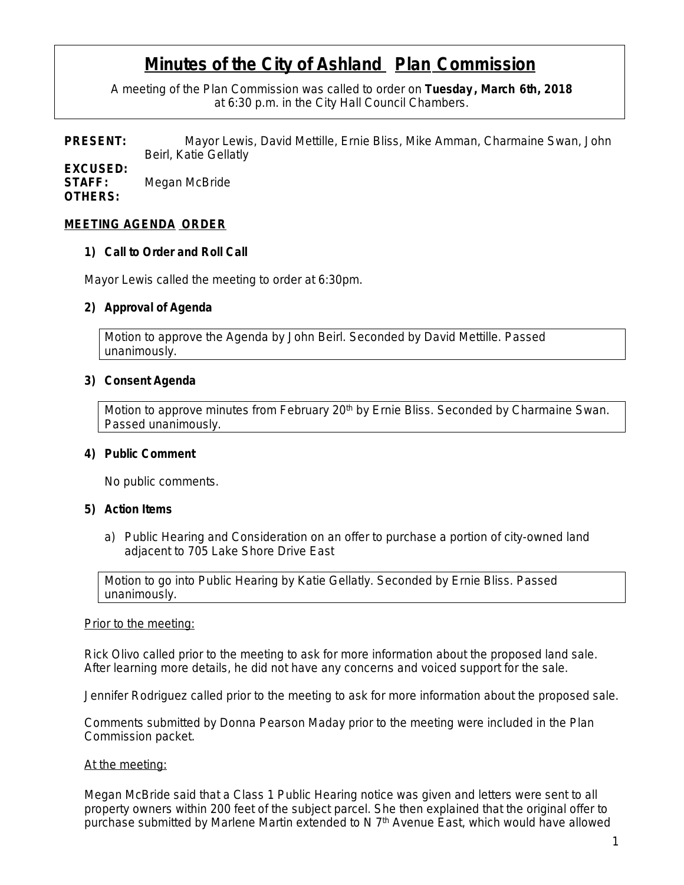# Minutes of the City of Ashland Plan Commission

A meeting of the Plan Commission was called to order on **Tuesday, March 6th, 2018** at 6:30 p.m. in the City Hall Council Chambers.

**PRESENT:** Mayor Lewis, David Mettille, Ernie Bliss, Mike Amman, Charmaine Swan, John Beirl, Katie Gellatly
**EXCUSED:**
**STAFF:** Megan McBride
**OTHERS:**

## MEETING AGENDA ORDER

### 1) Call to Order and Roll Call

Mayor Lewis called the meeting to order at 6:30pm.

### 2) Approval of Agenda

Motion to approve the Agenda by John Beirl. Seconded by David Mettille. Passed unanimously.

### 3) Consent Agenda

Motion to approve minutes from February 20th by Ernie Bliss. Seconded by Charmaine Swan. Passed unanimously.

### 4) Public Comment

No public comments.

### 5) Action Items

a) Public Hearing and Consideration on an offer to purchase a portion of city-owned land adjacent to 705 Lake Shore Drive East

Motion to go into Public Hearing by Katie Gellatly. Seconded by Ernie Bliss. Passed unanimously.

Prior to the meeting:

Rick Olivo called prior to the meeting to ask for more information about the proposed land sale. After learning more details, he did not have any concerns and voiced support for the sale.

Jennifer Rodriguez called prior to the meeting to ask for more information about the proposed sale.

Comments submitted by Donna Pearson Maday prior to the meeting were included in the Plan Commission packet.

At the meeting:

Megan McBride said that a Class 1 Public Hearing notice was given and letters were sent to all property owners within 200 feet of the subject parcel. She then explained that the original offer to purchase submitted by Marlene Martin extended to N 7th Avenue East, which would have allowed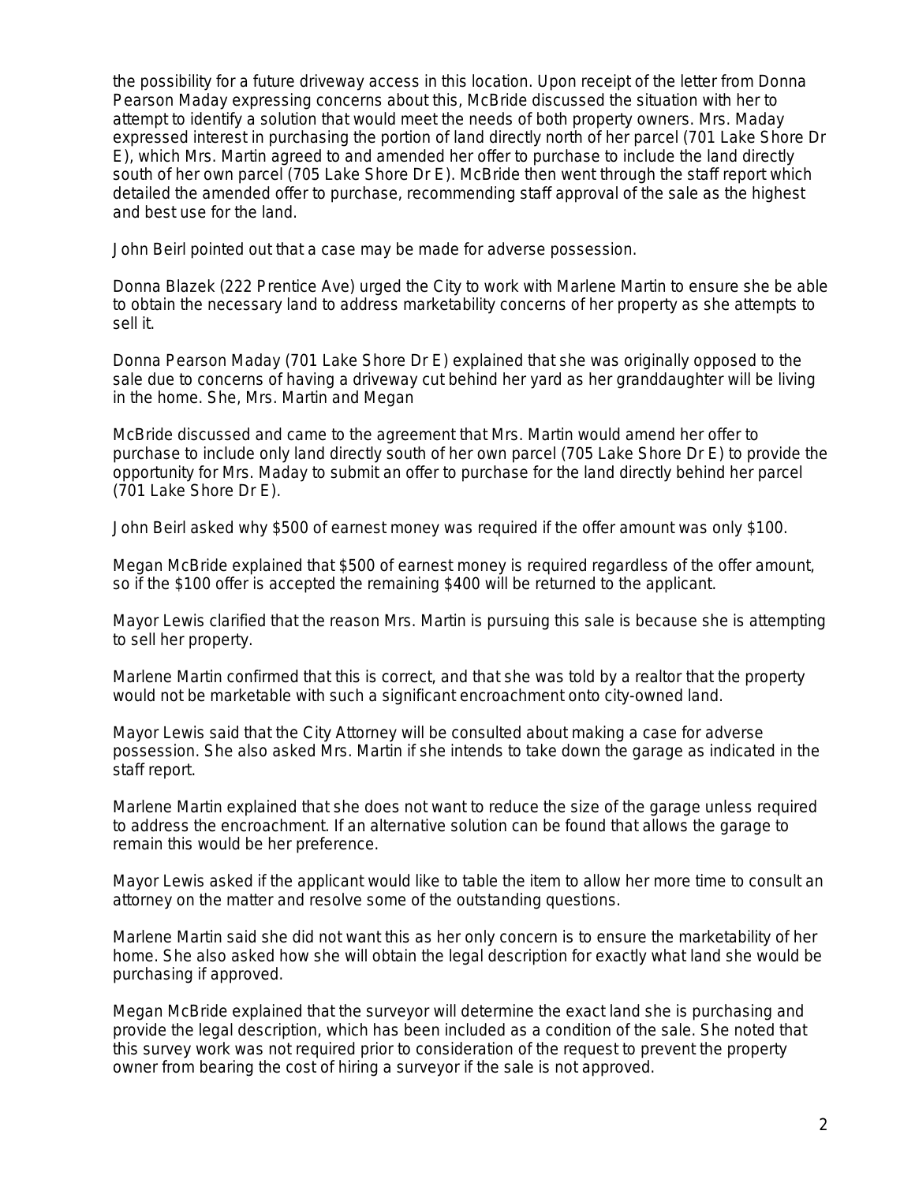the possibility for a future driveway access in this location. Upon receipt of the letter from Donna Pearson Maday expressing concerns about this, McBride discussed the situation with her to attempt to identify a solution that would meet the needs of both property owners. Mrs. Maday expressed interest in purchasing the portion of land directly north of her parcel (701 Lake Shore Dr E), which Mrs. Martin agreed to and amended her offer to purchase to include the land directly south of her own parcel (705 Lake Shore Dr E). McBride then went through the staff report which detailed the amended offer to purchase, recommending staff approval of the sale as the highest and best use for the land.

John Beirl pointed out that a case may be made for adverse possession.

Donna Blazek (222 Prentice Ave) urged the City to work with Marlene Martin to ensure she be able to obtain the necessary land to address marketability concerns of her property as she attempts to sell it.

Donna Pearson Maday (701 Lake Shore Dr E) explained that she was originally opposed to the sale due to concerns of having a driveway cut behind her yard as her granddaughter will be living in the home. She, Mrs. Martin and Megan

McBride discussed and came to the agreement that Mrs. Martin would amend her offer to purchase to include only land directly south of her own parcel (705 Lake Shore Dr E) to provide the opportunity for Mrs. Maday to submit an offer to purchase for the land directly behind her parcel (701 Lake Shore Dr E).

John Beirl asked why $500 of earnest money was required if the offer amount was only $100.

Megan McBride explained that $500 of earnest money is required regardless of the offer amount, so if the $100 offer is accepted the remaining $400 will be returned to the applicant.

Mayor Lewis clarified that the reason Mrs. Martin is pursuing this sale is because she is attempting to sell her property.

Marlene Martin confirmed that this is correct, and that she was told by a realtor that the property would not be marketable with such a significant encroachment onto city-owned land.

Mayor Lewis said that the City Attorney will be consulted about making a case for adverse possession. She also asked Mrs. Martin if she intends to take down the garage as indicated in the staff report.

Marlene Martin explained that she does not want to reduce the size of the garage unless required to address the encroachment. If an alternative solution can be found that allows the garage to remain this would be her preference.

Mayor Lewis asked if the applicant would like to table the item to allow her more time to consult an attorney on the matter and resolve some of the outstanding questions.

Marlene Martin said she did not want this as her only concern is to ensure the marketability of her home. She also asked how she will obtain the legal description for exactly what land she would be purchasing if approved.

Megan McBride explained that the surveyor will determine the exact land she is purchasing and provide the legal description, which has been included as a condition of the sale. She noted that this survey work was not required prior to consideration of the request to prevent the property owner from bearing the cost of hiring a surveyor if the sale is not approved.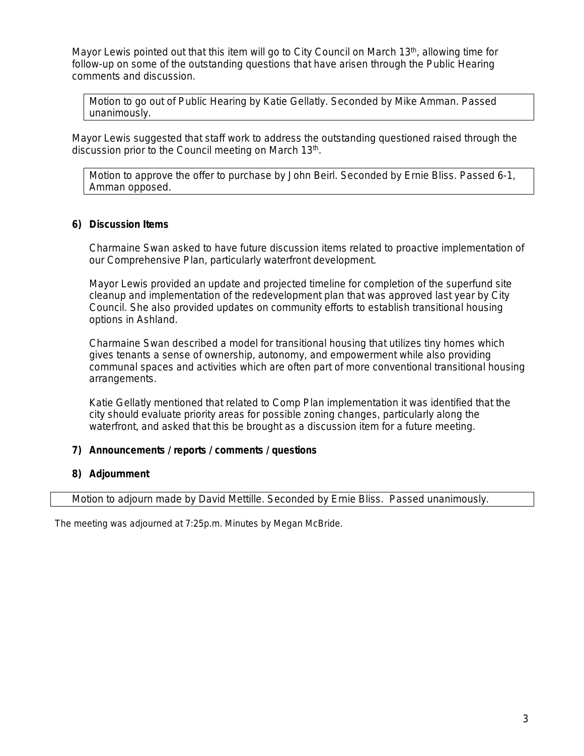Mayor Lewis pointed out that this item will go to City Council on March 13th, allowing time for follow-up on some of the outstanding questions that have arisen through the Public Hearing comments and discussion.

Motion to go out of Public Hearing by Katie Gellatly. Seconded by Mike Amman. Passed unanimously.

Mayor Lewis suggested that staff work to address the outstanding questioned raised through the discussion prior to the Council meeting on March 13th.

Motion to approve the offer to purchase by John Beirl. Seconded by Ernie Bliss. Passed 6-1, Amman opposed.

**6) Discussion Items**

Charmaine Swan asked to have future discussion items related to proactive implementation of our Comprehensive Plan, particularly waterfront development.

Mayor Lewis provided an update and projected timeline for completion of the superfund site cleanup and implementation of the redevelopment plan that was approved last year by City Council. She also provided updates on community efforts to establish transitional housing options in Ashland.

Charmaine Swan described a model for transitional housing that utilizes tiny homes which gives tenants a sense of ownership, autonomy, and empowerment while also providing communal spaces and activities which are often part of more conventional transitional housing arrangements.

Katie Gellatly mentioned that related to Comp Plan implementation it was identified that the city should evaluate priority areas for possible zoning changes, particularly along the waterfront, and asked that this be brought as a discussion item for a future meeting.

**7) Announcements / reports / comments / questions**

**8) Adjournment**

Motion to adjourn made by David Mettille. Seconded by Ernie Bliss. Passed unanimously.

The meeting was adjourned at 7:25p.m. Minutes by Megan McBride.